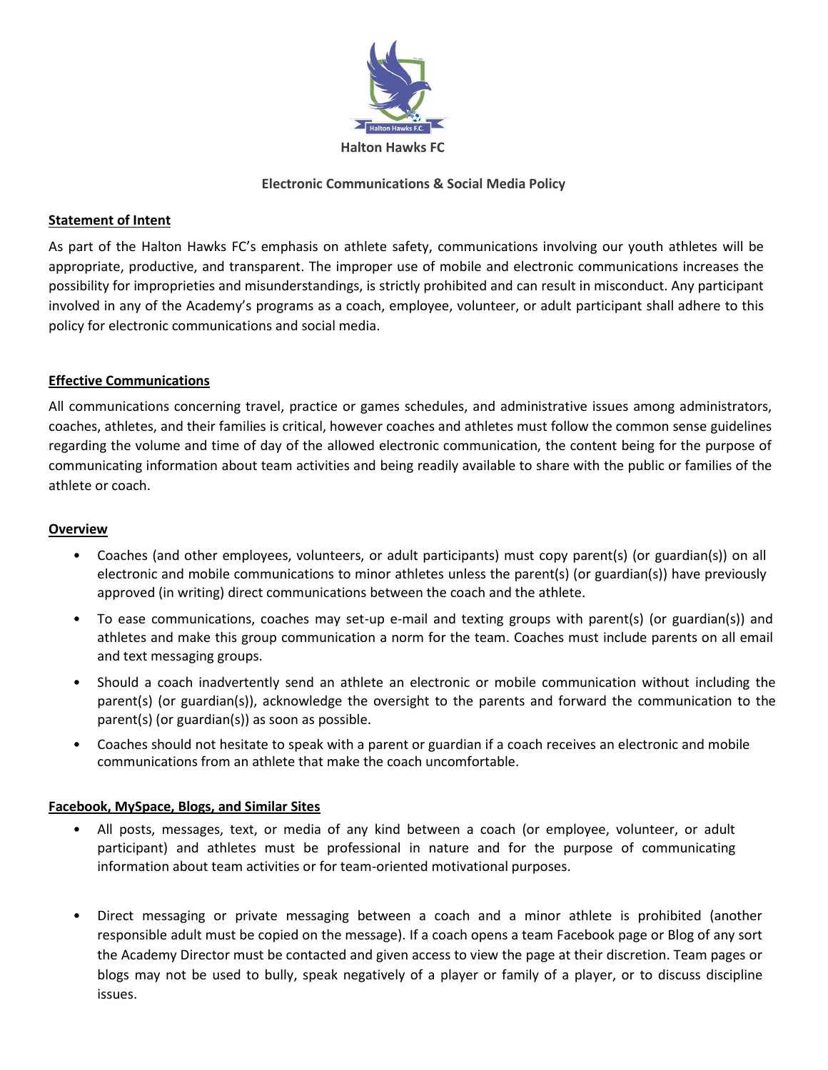# Halton Hawks FC

## Electronic Communications & Social Media Policy

### Statement of Intent

As part of the Halton Hawks FC's emphasis on athlete safety, communications involving our youth athletes will be appropriate, productive, and transparent. The improper use of mobile and electronic communications increases the possibility for improprieties and misunderstandings, is strictly prohibited and can result in misconduct. Any participant involved in any of the Academy's programs as a coach, employee, volunteer, or adult participant shall adhere to this policy for electronic communications and social media.

### Effective Communications

All communications concerning travel, practice or games schedules, and administrative issues among administrators, coaches, athletes, and their families is critical, however coaches and athletes must follow the common sense guidelines regarding the volume and time of day of the allowed electronic communication, the content being for the purpose of communicating information about team activities and being readily available to share with the public or families of the athlete or coach.

### Overview

- Coaches (and other employees, volunteers, or adult participants) must copy parent(s) (or guardian(s)) on all electronic and mobile communications to minor athletes unless the parent(s) (or guardian(s)) have previously approved (in writing) direct communications between the coach and the athlete.
- To ease communications, coaches may set-up e-mail and texting groups with parent(s) (or guardian(s)) and athletes and make this group communication a norm for the team. Coaches must include parents on all email and text messaging groups.
- Should a coach inadvertently send an athlete an electronic or mobile communication without including the parent(s) (or guardian(s)), acknowledge the oversight to the parents and forward the communication to the parent(s) (or guardian(s)) as soon as possible.
- Coaches should not hesitate to speak with a parent or guardian if a coach receives an electronic and mobile communications from an athlete that make the coach uncomfortable.

### Facebook, MySpace, Blogs, and Similar Sites

- All posts, messages, text, or media of any kind between a coach (or employee, volunteer, or adult participant) and athletes must be professional in nature and for the purpose of communicating information about team activities or for team-oriented motivational purposes.
- Direct messaging or private messaging between a coach and a minor athlete is prohibited (another responsible adult must be copied on the message). If a coach opens a team Facebook page or Blog of any sort the Academy Director must be contacted and given access to view the page at their discretion. Team pages or blogs may not be used to bully, speak negatively of a player or family of a player, or to discuss discipline issues.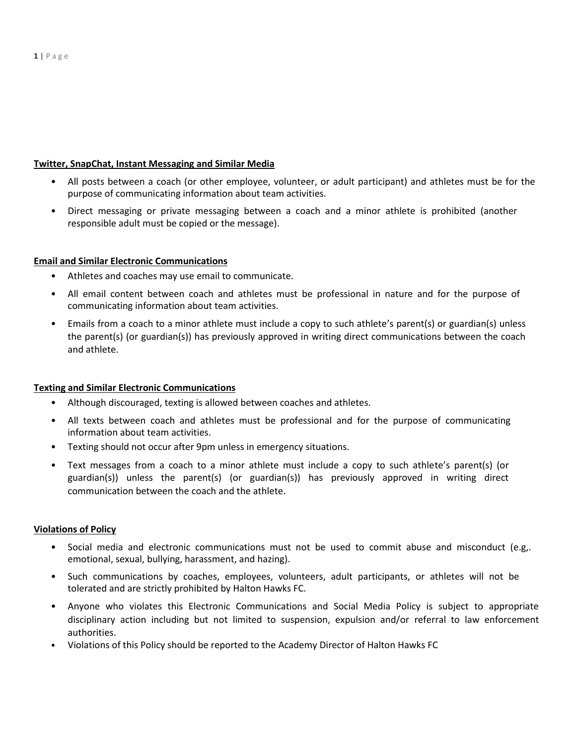**Twitter, SnapChat, Instant Messaging and Similar Media**

- All posts between a coach (or other employee, volunteer, or adult participant) and athletes must be for the purpose of communicating information about team activities.
- Direct messaging or private messaging between a coach and a minor athlete is prohibited (another responsible adult must be copied or the message).

**Email and Similar Electronic Communications**

- Athletes and coaches may use email to communicate.
- All email content between coach and athletes must be professional in nature and for the purpose of communicating information about team activities.
- Emails from a coach to a minor athlete must include a copy to such athlete's parent(s) or guardian(s) unless the parent(s) (or guardian(s)) has previously approved in writing direct communications between the coach and athlete.

**Texting and Similar Electronic Communications**

- Although discouraged, texting is allowed between coaches and athletes.
- All texts between coach and athletes must be professional and for the purpose of communicating information about team activities.
- Texting should not occur after 9pm unless in emergency situations.
- Text messages from a coach to a minor athlete must include a copy to such athlete's parent(s) (or guardian(s)) unless the parent(s) (or guardian(s)) has previously approved in writing direct communication between the coach and the athlete.

**Violations of Policy**

- Social media and electronic communications must not be used to commit abuse and misconduct (e.g,. emotional, sexual, bullying, harassment, and hazing).
- Such communications by coaches, employees, volunteers, adult participants, or athletes will not be tolerated and are strictly prohibited by Halton Hawks FC.
- Anyone who violates this Electronic Communications and Social Media Policy is subject to appropriate disciplinary action including but not limited to suspension, expulsion and/or referral to law enforcement authorities.
- Violations of this Policy should be reported to the Academy Director of Halton Hawks FC